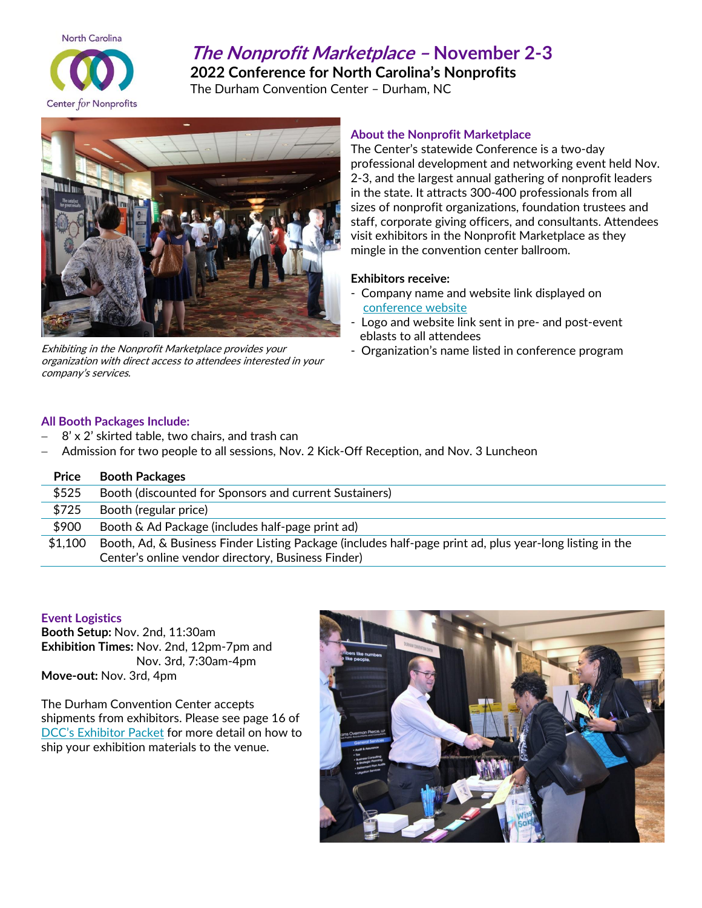North Carolina Center *for* Nonprofits

# *The Nonprofit Marketplace* – November 2-3

**2022 Conference for North Carolina's Nonprofits**

The Durham Convention Center – Durham, NC

*Exhibiting in the Nonprofit Marketplace provides your organization with direct access to attendees interested in your company's services.*

## About the Nonprofit Marketplace

The Center's statewide Conference is a two-day professional development and networking event held Nov. 2-3, and the largest annual gathering of nonprofit leaders in the state. It attracts 300-400 professionals from all sizes of nonprofit organizations, foundation trustees and staff, corporate giving officers, and consultants. Attendees visit exhibitors in the Nonprofit Marketplace as they mingle in the convention center ballroom.

**Exhibitors receive:**

- Company name and website link displayed on conference website
- Logo and website link sent in pre- and post-event eblasts to all attendees
- Organization's name listed in conference program

## All Booth Packages Include:

- 8' x 2' skirted table, two chairs, and trash can
- Admission for two people to all sessions, Nov. 2 Kick-Off Reception, and Nov. 3 Luncheon

| Price | Booth Packages |
| --- | --- |
| $525 | Booth (discounted for Sponsors and current Sustainers) |
| $725 | Booth (regular price) |
| $900 | Booth & Ad Package (includes half-page print ad) |
| $1,100 | Booth, Ad, & Business Finder Listing Package (includes half-page print ad, plus year-long listing in the Center's online vendor directory, Business Finder) |

## Event Logistics

**Booth Setup:** Nov. 2nd, 11:30am

**Exhibition Times:** Nov. 2nd, 12pm-7pm and Nov. 3rd, 7:30am-4pm

**Move-out:** Nov. 3rd, 4pm

The Durham Convention Center accepts shipments from exhibitors. Please see page 16 of DCC's Exhibitor Packet for more detail on how to ship your exhibition materials to the venue.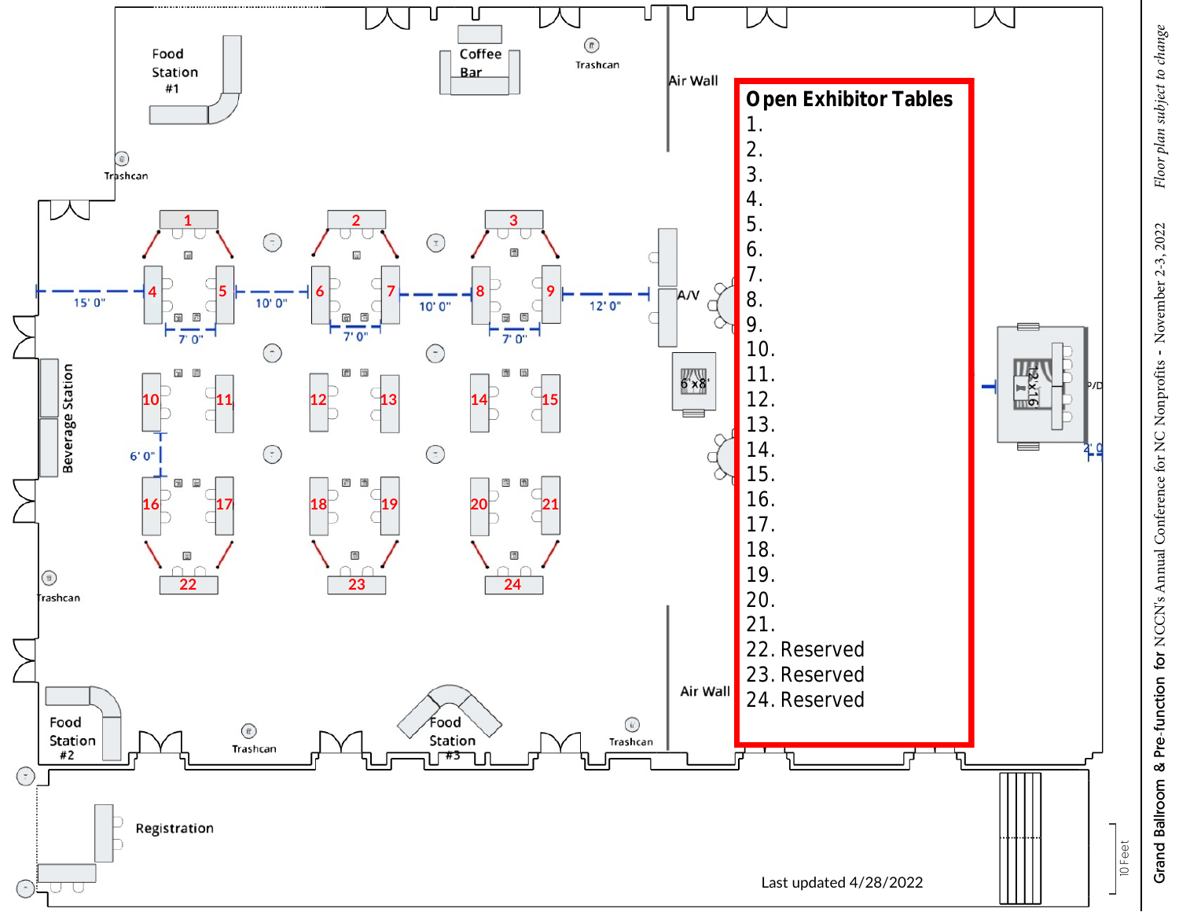# Grand Ballroom & Pre-function for NCCN's Annual Conference for NC Nonprofits - November 2-3, 2022

*Floor plan subject to change*

Food Station #1

Coffee Bar

Trashcan

Air Wall

## Open Exhibitor Tables

1.
2.
3.
4.
5.
6.
7.
8.
9.
10.
11.
12.
13.
14.
15.
16.
17.
18.
19.
20.
21.
22. Reserved
23. Reserved
24. Reserved

Trashcan

1 2 3

4 5 6 7 8 9

15' 0" 10' 0" 10' 0" 12' 0"

7' 0" 7' 0" 7' 0"

A/V

6'x8'

12'x16'

P/D

4' 0

Beverage Station

10 11 12 13 14 15

6' 0"

16 17 18 19 20 21

22 23 24

Trashcan

Air Wall

Food Station #2

Trashcan

Food Station #3

Trashcan

Registration

Last updated 4/28/2022

10 Feet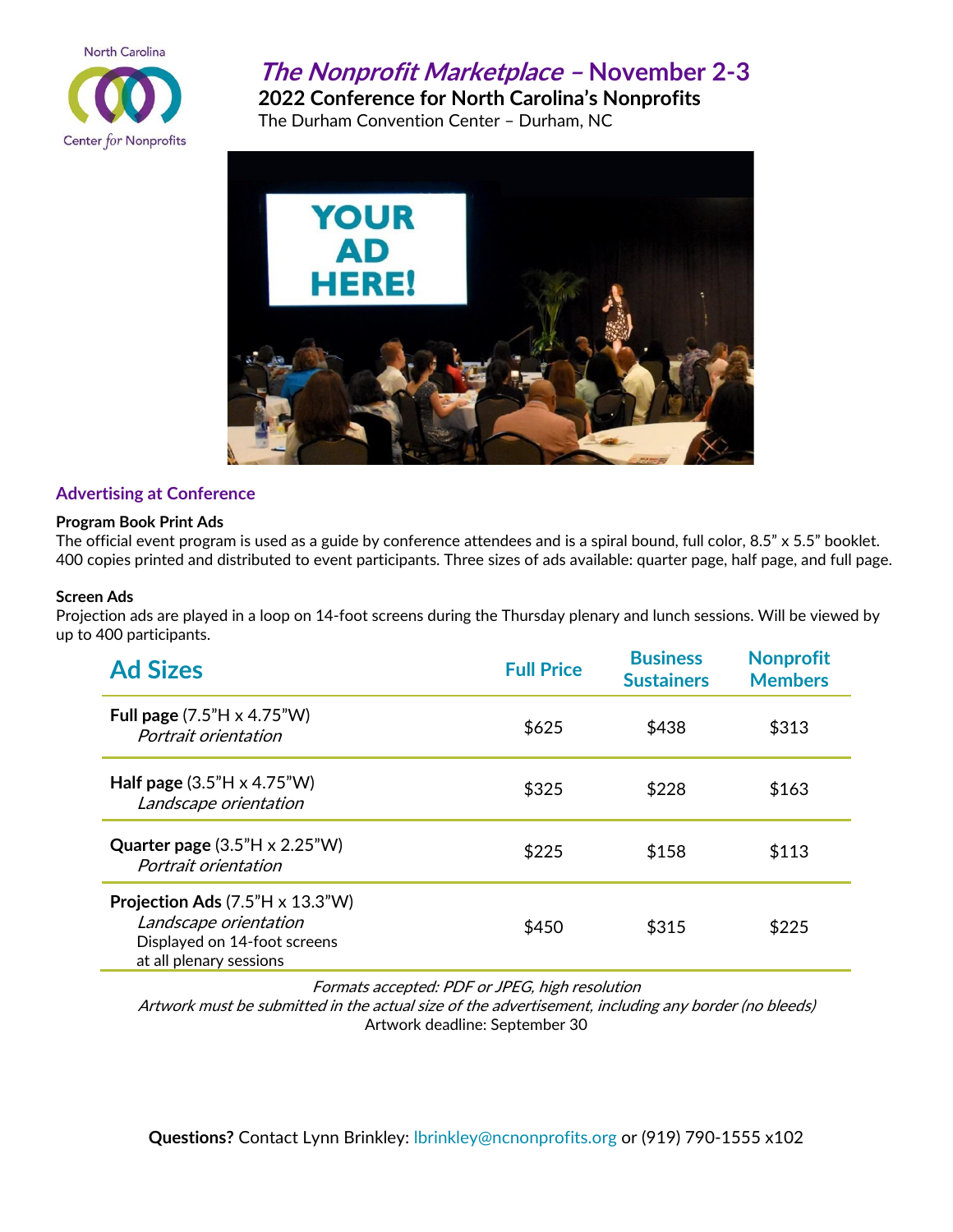North Carolina Center for Nonprofits

# *The Nonprofit Marketplace* – November 2-3

**2022 Conference for North Carolina's Nonprofits**

The Durham Convention Center – Durham, NC

## Advertising at Conference

**Program Book Print Ads**

The official event program is used as a guide by conference attendees and is a spiral bound, full color, 8.5" x 5.5" booklet. 400 copies printed and distributed to event participants. Three sizes of ads available: quarter page, half page, and full page.

**Screen Ads**

Projection ads are played in a loop on 14-foot screens during the Thursday plenary and lunch sessions. Will be viewed by up to 400 participants.

| Ad Sizes | Full Price | Business Sustainers | Nonprofit Members |
|---|---|---|---|
| **Full page** (7.5"H x 4.75"W) *Portrait orientation* | $625 | $438 | $313 |
| **Half page** (3.5"H x 4.75"W) *Landscape orientation* | $325 | $228 | $163 |
| **Quarter page** (3.5"H x 2.25"W) *Portrait orientation* | $225 | $158 | $113 |
| **Projection Ads** (7.5"H x 13.3"W) *Landscape orientation* Displayed on 14-foot screens at all plenary sessions | $450 | $315 | $225 |

*Formats accepted: PDF or JPEG, high resolution*

*Artwork must be submitted in the actual size of the advertisement, including any border (no bleeds)*

Artwork deadline: September 30

**Questions?** Contact Lynn Brinkley: lbrinkley@ncnonprofits.org or (919) 790-1555 x102